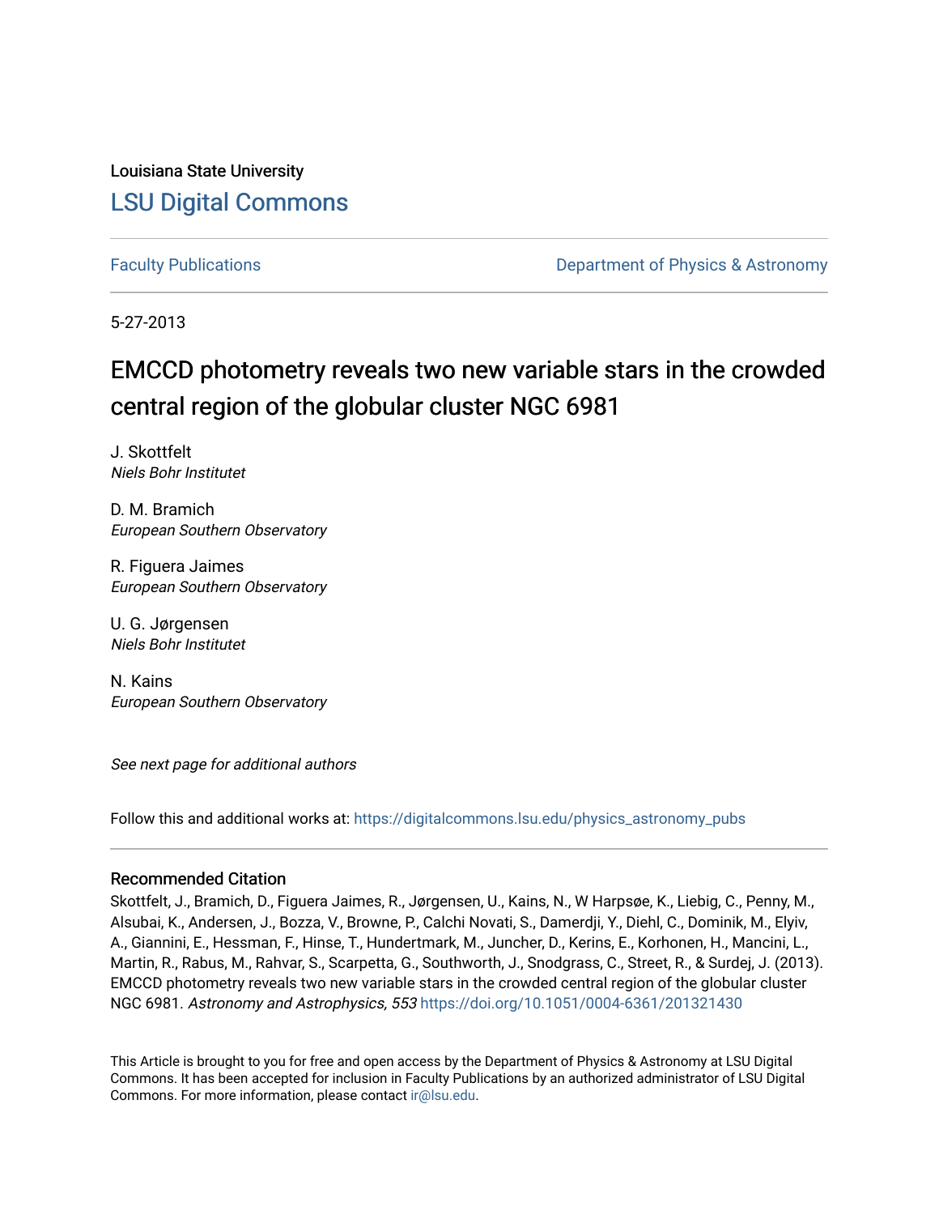Louisiana State University

# LSU Digital Commons

Faculty Publications

Department of Physics & Astronomy

5-27-2013

# EMCCD photometry reveals two new variable stars in the crowded central region of the globular cluster NGC 6981

J. Skottfelt
*Niels Bohr Institutet*

D. M. Bramich
*European Southern Observatory*

R. Figuera Jaimes
*European Southern Observatory*

U. G. Jørgensen
*Niels Bohr Institutet*

N. Kains
*European Southern Observatory*

*See next page for additional authors*

Follow this and additional works at: https://digitalcommons.lsu.edu/physics_astronomy_pubs

## Recommended Citation

Skottfelt, J., Bramich, D., Figuera Jaimes, R., Jørgensen, U., Kains, N., W Harpsøe, K., Liebig, C., Penny, M., Alsubai, K., Andersen, J., Bozza, V., Browne, P., Calchi Novati, S., Damerdji, Y., Diehl, C., Dominik, M., Elyiv, A., Giannini, E., Hessman, F., Hinse, T., Hundertmark, M., Juncher, D., Kerins, E., Korhonen, H., Mancini, L., Martin, R., Rabus, M., Rahvar, S., Scarpetta, G., Southworth, J., Snodgrass, C., Street, R., & Surdej, J. (2013). EMCCD photometry reveals two new variable stars in the crowded central region of the globular cluster NGC 6981. *Astronomy and Astrophysics, 553* https://doi.org/10.1051/0004-6361/201321430

This Article is brought to you for free and open access by the Department of Physics & Astronomy at LSU Digital Commons. It has been accepted for inclusion in Faculty Publications by an authorized administrator of LSU Digital Commons. For more information, please contact ir@lsu.edu.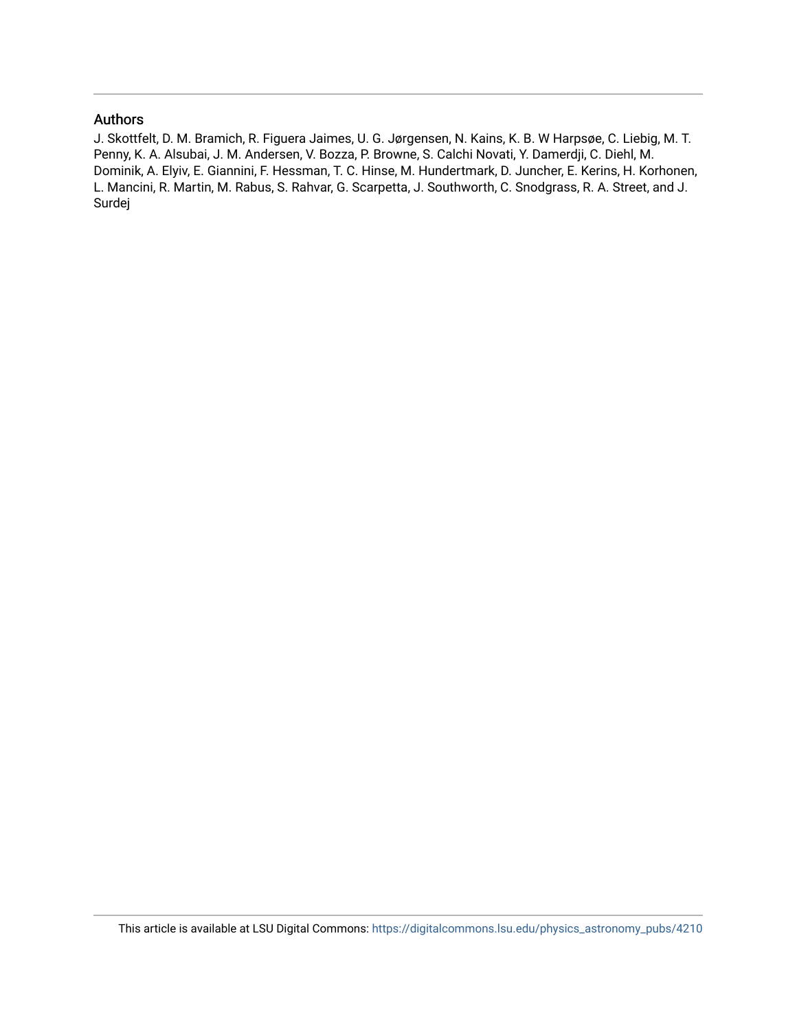## Authors

J. Skottfelt, D. M. Bramich, R. Figuera Jaimes, U. G. Jørgensen, N. Kains, K. B. W Harpsøe, C. Liebig, M. T. Penny, K. A. Alsubai, J. M. Andersen, V. Bozza, P. Browne, S. Calchi Novati, Y. Damerdji, C. Diehl, M. Dominik, A. Elyiv, E. Giannini, F. Hessman, T. C. Hinse, M. Hundertmark, D. Juncher, E. Kerins, H. Korhonen, L. Mancini, R. Martin, M. Rabus, S. Rahvar, G. Scarpetta, J. Southworth, C. Snodgrass, R. A. Street, and J. Surdej

This article is available at LSU Digital Commons: https://digitalcommons.lsu.edu/physics_astronomy_pubs/4210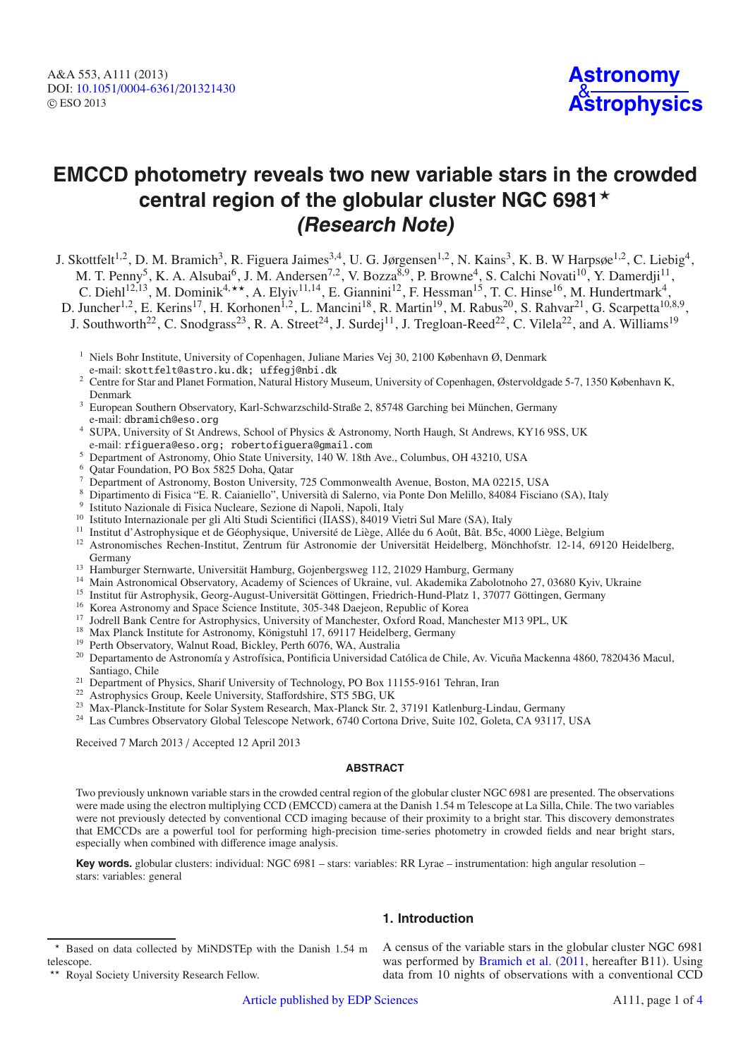# EMCCD photometry reveals two new variable stars in the crowded central region of the globular cluster NGC 6981★ *(Research Note)*

J. Skottfelt[1,2], D. M. Bramich[3], R. Figuera Jaimes[3,4], U. G. Jørgensen[1,2], N. Kains[3], K. B. W Harpsøe[1,2], C. Liebig[4], M. T. Penny[5], K. A. Alsubai[6], J. M. Andersen[7,2], V. Bozza[8,9], P. Browne[4], S. Calchi Novati[10], Y. Damerdji[11], C. Diehl[12,13], M. Dominik[4,★★], A. Elyiv[11,14], E. Giannini[12], F. Hessman[15], T. C. Hinse[16], M. Hundertmark[4], D. Juncher[1,2], E. Kerins[17], H. Korhonen[1,2], L. Mancini[18], R. Martin[19], M. Rabus[20], S. Rahvar[21], G. Scarpetta[10,8,9], J. Southworth[22], C. Snodgrass[23], R. A. Street[24], J. Surdej[11], J. Tregloan-Reed[22], C. Vilela[22], and A. Williams[19]

[1] Niels Bohr Institute, University of Copenhagen, Juliane Maries Vej 30, 2100 København Ø, Denmark
e-mail: skottfelt@astro.ku.dk; uffegj@nbi.dk
[2] Centre for Star and Planet Formation, Natural History Museum, University of Copenhagen, Østervoldgade 5-7, 1350 København K, Denmark
[3] European Southern Observatory, Karl-Schwarzschild-Straße 2, 85748 Garching bei München, Germany
e-mail: dbramich@eso.org
[4] SUPA, University of St Andrews, School of Physics & Astronomy, North Haugh, St Andrews, KY16 9SS, UK
e-mail: rfiguera@eso.org; robertofiguera@gmail.com
[5] Department of Astronomy, Ohio State University, 140 W. 18th Ave., Columbus, OH 43210, USA
[6] Qatar Foundation, PO Box 5825 Doha, Qatar
[7] Department of Astronomy, Boston University, 725 Commonwealth Avenue, Boston, MA 02215, USA
[8] Dipartimento di Fisica "E. R. Caianiello", Università di Salerno, via Ponte Don Melillo, 84084 Fisciano (SA), Italy
[9] Istituto Nazionale di Fisica Nucleare, Sezione di Napoli, Napoli, Italy
[10] Istituto Internazionale per gli Alti Studi Scientifici (IIASS), 84019 Vietri Sul Mare (SA), Italy
[11] Institut d'Astrophysique et de Géophysique, Université de Liège, Allée du 6 Août, Bât. B5c, 4000 Liège, Belgium
[12] Astronomisches Rechen-Institut, Zentrum für Astronomie der Universität Heidelberg, Mönchhofstr. 12-14, 69120 Heidelberg, Germany
[13] Hamburger Sternwarte, Universität Hamburg, Gojenbergsweg 112, 21029 Hamburg, Germany
[14] Main Astronomical Observatory, Academy of Sciences of Ukraine, vul. Akademika Zabolotnoho 27, 03680 Kyiv, Ukraine
[15] Institut für Astrophysik, Georg-August-Universität Göttingen, Friedrich-Hund-Platz 1, 37077 Göttingen, Germany
[16] Korea Astronomy and Space Science Institute, 305-348 Daejeon, Republic of Korea
[17] Jodrell Bank Centre for Astrophysics, University of Manchester, Oxford Road, Manchester M13 9PL, UK
[18] Max Planck Institute for Astronomy, Königstuhl 17, 69117 Heidelberg, Germany
[19] Perth Observatory, Walnut Road, Bickley, Perth 6076, WA, Australia
[20] Departamento de Astronomía y Astrofísica, Pontificia Universidad Católica de Chile, Av. Vicuña Mackenna 4860, 7820436 Macul, Santiago, Chile
[21] Department of Physics, Sharif University of Technology, PO Box 11155-9161 Tehran, Iran
[22] Astrophysics Group, Keele University, Staffordshire, ST5 5BG, UK
[23] Max-Planck-Institute for Solar System Research, Max-Planck Str. 2, 37191 Katlenburg-Lindau, Germany
[24] Las Cumbres Observatory Global Telescope Network, 6740 Cortona Drive, Suite 102, Goleta, CA 93117, USA

Received 7 March 2013 / Accepted 12 April 2013

## ABSTRACT

Two previously unknown variable stars in the crowded central region of the globular cluster NGC 6981 are presented. The observations were made using the electron multiplying CCD (EMCCD) camera at the Danish 1.54 m Telescope at La Silla, Chile. The two variables were not previously detected by conventional CCD imaging because of their proximity to a bright star. This discovery demonstrates that EMCCDs are a powerful tool for performing high-precision time-series photometry in crowded fields and near bright stars, especially when combined with difference image analysis.

**Key words.** globular clusters: individual: NGC 6981 – stars: variables: RR Lyrae – instrumentation: high angular resolution – stars: variables: general

## 1. Introduction

A census of the variable stars in the globular cluster NGC 6981 was performed by Bramich et al. (2011, hereafter B11). Using data from 10 nights of observations with a conventional CCD

★ Based on data collected by MiNDSTEp with the Danish 1.54 m telescope.

★★ Royal Society University Research Fellow.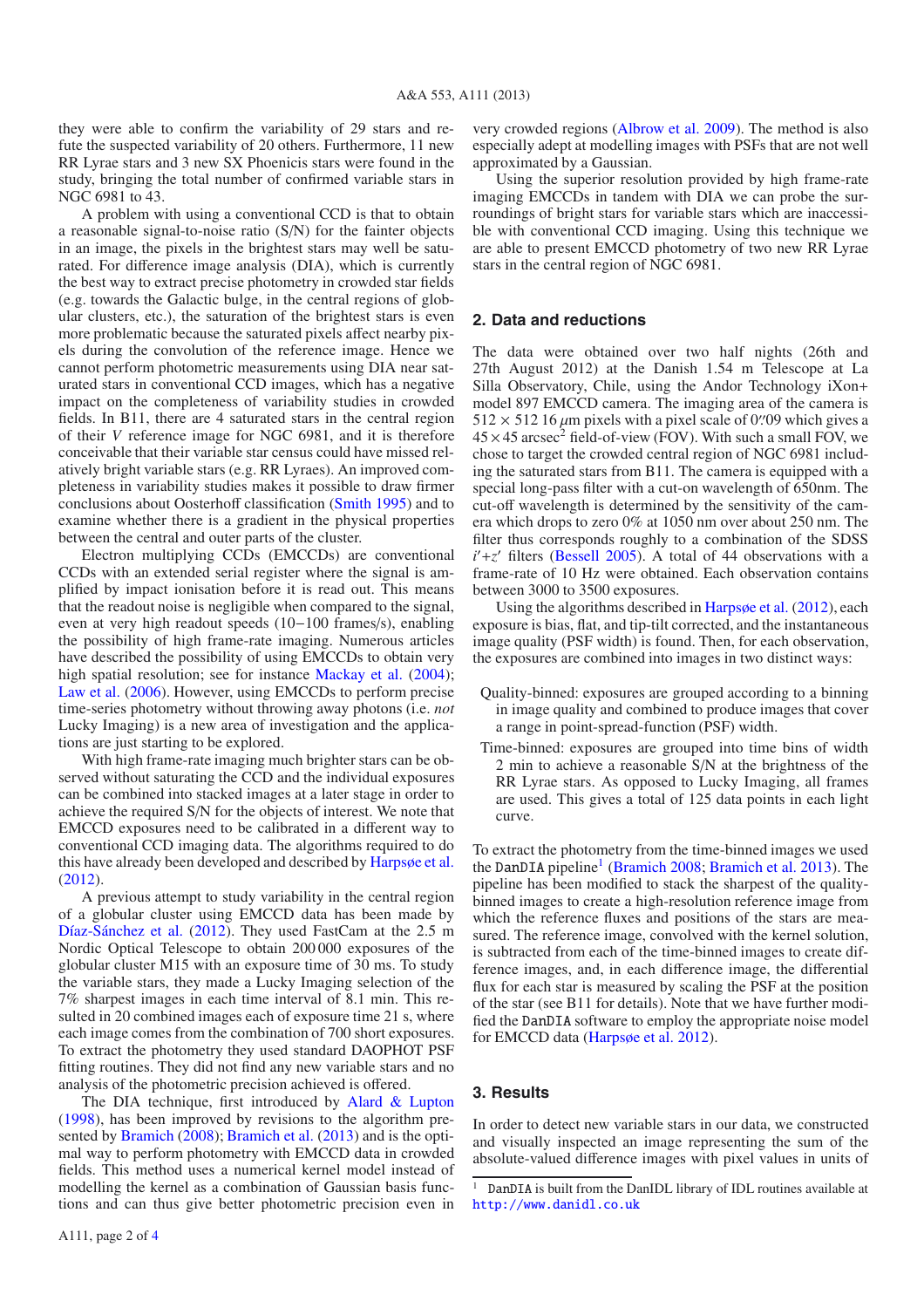they were able to confirm the variability of 29 stars and refute the suspected variability of 20 others. Furthermore, 11 new RR Lyrae stars and 3 new SX Phoenicis stars were found in the study, bringing the total number of confirmed variable stars in NGC 6981 to 43.

A problem with using a conventional CCD is that to obtain a reasonable signal-to-noise ratio (S/N) for the fainter objects in an image, the pixels in the brightest stars may well be saturated. For difference image analysis (DIA), which is currently the best way to extract precise photometry in crowded star fields (e.g. towards the Galactic bulge, in the central regions of globular clusters, etc.), the saturation of the brightest stars is even more problematic because the saturated pixels affect nearby pixels during the convolution of the reference image. Hence we cannot perform photometric measurements using DIA near saturated stars in conventional CCD images, which has a negative impact on the completeness of variability studies in crowded fields. In B11, there are 4 saturated stars in the central region of their $V$ reference image for NGC 6981, and it is therefore conceivable that their variable star census could have missed relatively bright variable stars (e.g. RR Lyraes). An improved completeness in variability studies makes it possible to draw firmer conclusions about Oosterhoff classification (Smith 1995) and to examine whether there is a gradient in the physical properties between the central and outer parts of the cluster.

Electron multiplying CCDs (EMCCDs) are conventional CCDs with an extended serial register where the signal is amplified by impact ionisation before it is read out. This means that the readout noise is negligible when compared to the signal, even at very high readout speeds (10−100 frames/s), enabling the possibility of high frame-rate imaging. Numerous articles have described the possibility of using EMCCDs to obtain very high spatial resolution; see for instance Mackay et al. (2004); Law et al. (2006). However, using EMCCDs to perform precise time-series photometry without throwing away photons (i.e. *not* Lucky Imaging) is a new area of investigation and the applications are just starting to be explored.

With high frame-rate imaging much brighter stars can be observed without saturating the CCD and the individual exposures can be combined into stacked images at a later stage in order to achieve the required S/N for the objects of interest. We note that EMCCD exposures need to be calibrated in a different way to conventional CCD imaging data. The algorithms required to do this have already been developed and described by Harpsøe et al. (2012).

A previous attempt to study variability in the central region of a globular cluster using EMCCD data has been made by Díaz-Sánchez et al. (2012). They used FastCam at the 2.5 m Nordic Optical Telescope to obtain 200 000 exposures of the globular cluster M15 with an exposure time of 30 ms. To study the variable stars, they made a Lucky Imaging selection of the 7% sharpest images in each time interval of 8.1 min. This resulted in 20 combined images each of exposure time 21 s, where each image comes from the combination of 700 short exposures. To extract the photometry they used standard DAOPHOT PSF fitting routines. They did not find any new variable stars and no analysis of the photometric precision achieved is offered.

The DIA technique, first introduced by Alard & Lupton (1998), has been improved by revisions to the algorithm presented by Bramich (2008); Bramich et al. (2013) and is the optimal way to perform photometry with EMCCD data in crowded fields. This method uses a numerical kernel model instead of modelling the kernel as a combination of Gaussian basis functions and can thus give better photometric precision even in very crowded regions (Albrow et al. 2009). The method is also especially adept at modelling images with PSFs that are not well approximated by a Gaussian.

Using the superior resolution provided by high frame-rate imaging EMCCDs in tandem with DIA we can probe the surroundings of bright stars for variable stars which are inaccessible with conventional CCD imaging. Using this technique we are able to present EMCCD photometry of two new RR Lyrae stars in the central region of NGC 6981.

## 2. Data and reductions

The data were obtained over two half nights (26th and 27th August 2012) at the Danish 1.54 m Telescope at La Silla Observatory, Chile, using the Andor Technology iXon+ model 897 EMCCD camera. The imaging area of the camera is $512 \times 512$ 16 $\mu$m pixels with a pixel scale of 0.″09 which gives a $45 \times 45$ arcsec$^2$ field-of-view (FOV). With such a small FOV, we chose to target the crowded central region of NGC 6981 including the saturated stars from B11. The camera is equipped with a special long-pass filter with a cut-on wavelength of 650nm. The cut-off wavelength is determined by the sensitivity of the camera which drops to zero 0% at 1050 nm over about 250 nm. The filter thus corresponds roughly to a combination of the SDSS $i'$+$z'$ filters (Bessell 2005). A total of 44 observations with a frame-rate of 10 Hz were obtained. Each observation contains between 3000 to 3500 exposures.

Using the algorithms described in Harpsøe et al. (2012), each exposure is bias, flat, and tip-tilt corrected, and the instantaneous image quality (PSF width) is found. Then, for each observation, the exposures are combined into images in two distinct ways:

- Quality-binned: exposures are grouped according to a binning in image quality and combined to produce images that cover a range in point-spread-function (PSF) width.
- Time-binned: exposures are grouped into time bins of width 2 min to achieve a reasonable S/N at the brightness of the RR Lyrae stars. As opposed to Lucky Imaging, all frames are used. This gives a total of 125 data points in each light curve.

To extract the photometry from the time-binned images we used the `DanDIA` pipeline[1] (Bramich 2008; Bramich et al. 2013). The pipeline has been modified to stack the sharpest of the quality-binned images to create a high-resolution reference image from which the reference fluxes and positions of the stars are measured. The reference image, convolved with the kernel solution, is subtracted from each of the time-binned images to create difference images, and, in each difference image, the differential flux for each star is measured by scaling the PSF at the position of the star (see B11 for details). Note that we have further modified the `DanDIA` software to employ the appropriate noise model for EMCCD data (Harpsøe et al. 2012).

## 3. Results

In order to detect new variable stars in our data, we constructed and visually inspected an image representing the sum of the absolute-valued difference images with pixel values in units of

[1] `DanDIA` is built from the DanIDL library of IDL routines available at http://www.danidl.co.uk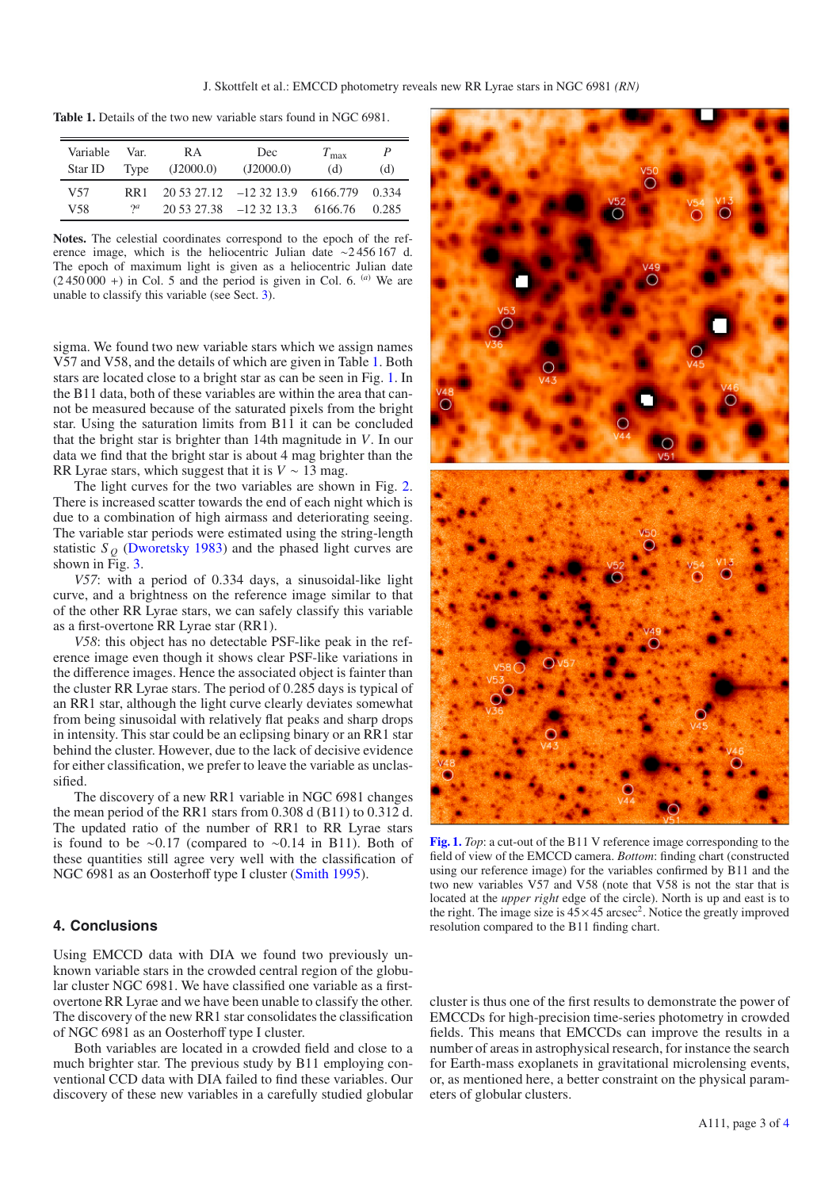**Table 1.** Details of the two new variable stars found in NGC 6981.

| Variable Star ID | Var. Type | RA (J2000.0) | Dec (J2000.0) | $T_{max}$ (d) | $P$ (d) |
|---|---|---|---|---|---|
| V57 | RR1 | 20 53 27.12 | –12 32 13.9 | 6166.779 | 0.334 |
| V58 | ?[a] | 20 53 27.38 | –12 32 13.3 | 6166.76 | 0.285 |

**Notes.** The celestial coordinates correspond to the epoch of the reference image, which is the heliocentric Julian date ~2 456 167 d. The epoch of maximum light is given as a heliocentric Julian date (2 450 000 +) in Col. 5 and the period is given in Col. 6. [(a)] We are unable to classify this variable (see Sect. 3).

sigma. We found two new variable stars which we assign names V57 and V58, and the details of which are given in Table 1. Both stars are located close to a bright star as can be seen in Fig. 1. In the B11 data, both of these variables are within the area that cannot be measured because of the saturated pixels from the bright star. Using the saturation limits from B11 it can be concluded that the bright star is brighter than 14th magnitude in $V$. In our data we find that the bright star is about 4 mag brighter than the RR Lyrae stars, which suggest that it is $V \sim 13$ mag.

The light curves for the two variables are shown in Fig. 2. There is increased scatter towards the end of each night which is due to a combination of high airmass and deteriorating seeing. The variable star periods were estimated using the string-length statistic $S_Q$ (Dworetsky 1983) and the phased light curves are shown in Fig. 3.

*V57*: with a period of 0.334 days, a sinusoidal-like light curve, and a brightness on the reference image similar to that of the other RR Lyrae stars, we can safely classify this variable as a first-overtone RR Lyrae star (RR1).

*V58*: this object has no detectable PSF-like peak in the reference image even though it shows clear PSF-like variations in the difference images. Hence the associated object is fainter than the cluster RR Lyrae stars. The period of 0.285 days is typical of an RR1 star, although the light curve clearly deviates somewhat from being sinusoidal with relatively flat peaks and sharp drops in intensity. This star could be an eclipsing binary or an RR1 star behind the cluster. However, due to the lack of decisive evidence for either classification, we prefer to leave the variable as unclassified.

The discovery of a new RR1 variable in NGC 6981 changes the mean period of the RR1 stars from 0.308 d (B11) to 0.312 d. The updated ratio of the number of RR1 to RR Lyrae stars is found to be ~0.17 (compared to ~0.14 in B11). Both of these quantities still agree very well with the classification of NGC 6981 as an Oosterhoff type I cluster (Smith 1995).

**Fig. 1.** *Top*: a cut-out of the B11 V reference image corresponding to the field of view of the EMCCD camera. *Bottom*: finding chart (constructed using our reference image) for the variables confirmed by B11 and the two new variables V57 and V58 (note that V58 is not the star that is located at the *upper right* edge of the circle). North is up and east is to the right. The image size is 45×45 arcsec$^2$. Notice the greatly improved resolution compared to the B11 finding chart.

## 4. Conclusions

Using EMCCD data with DIA we found two previously unknown variable stars in the crowded central region of the globular cluster NGC 6981. We have classified one variable as a first-overtone RR Lyrae and we have been unable to classify the other. The discovery of the new RR1 star consolidates the classification of NGC 6981 as an Oosterhoff type I cluster.

Both variables are located in a crowded field and close to a much brighter star. The previous study by B11 employing conventional CCD data with DIA failed to find these variables. Our discovery of these new variables in a carefully studied globular cluster is thus one of the first results to demonstrate the power of EMCCDs for high-precision time-series photometry in crowded fields. This means that EMCCDs can improve the results in a number of areas in astrophysical research, for instance the search for Earth-mass exoplanets in gravitational microlensing events, or, as mentioned here, a better constraint on the physical parameters of globular clusters.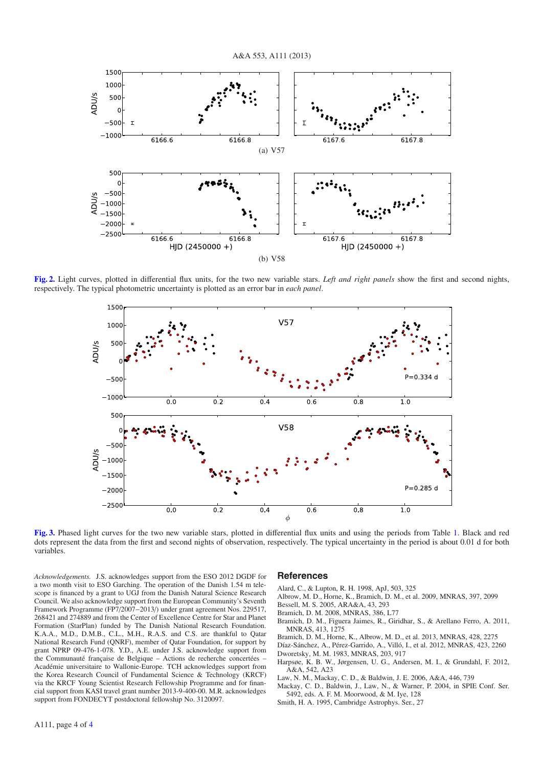ADU/s

1500
1000
500
0
−500
−1000

6166.6
6166.8

6167.6
6167.8

(a) V57

ADU/s

500
0
−500
−1000
−1500
−2000
−2500

6166.6
6166.8
HJD (2450000 +)

6167.6
6167.8
HJD (2450000 +)

(b) V58

**Fig. 2.** Light curves, plotted in differential flux units, for the two new variable stars. *Left and right panels* show the first and second nights, respectively. The typical photometric uncertainty is plotted as an error bar in *each panel*.

V57

ADU/s

1500
1000
500
0
−500
−1000

P=0.334 d

V58

ADU/s

500
0
−500
−1000
−1500
−2000
−2500

P=0.285 d

0.0
0.2
0.4
0.6
0.8
1.0

$\phi$

**Fig. 3.** Phased light curves for the two new variable stars, plotted in differential flux units and using the periods from Table 1. Black and red dots represent the data from the first and second nights of observation, respectively. The typical uncertainty in the period is about 0.01 d for both variables.

*Acknowledgements.* J.S. acknowledges support from the ESO 2012 DGDF for a two month visit to ESO Garching. The operation of the Danish 1.54 m telescope is financed by a grant to UGJ from the Danish Natural Science Research Council. We also acknowledge support from the European Community's Seventh Framework Programme (FP7/2007−2013/) under grant agreement Nos. 229517, 268421 and 274889 and from the Center of Excellence Centre for Star and Planet Formation (StarPlan) funded by The Danish National Research Foundation. K.A.A., M.D., D.M.B., C.L., M.H., R.A.S. and C.S. are thankful to Qatar National Research Fund (QNRF), member of Qatar Foundation, for support by grant NPRP 09-476-1-078. Y.D., A.E. under J.S. acknowledge support from the Communauté française de Belgique – Actions de recherche concertées – Académie universitaire to Wallonie-Europe. TCH acknowledges support from the Korea Research Council of Fundamental Science & Technology (KRCF) via the KRCF Young Scientist Research Fellowship Programme and for financial support from KASI travel grant number 2013-9-400-00. M.R. acknowledges support from FONDECYT postdoctoral fellowship No. 3120097.

## References

Alard, C., & Lupton, R. H. 1998, ApJ, 503, 325
Albrow, M. D., Horne, K., Bramich, D. M., et al. 2009, MNRAS, 397, 2099
Bessell, M. S. 2005, ARA&A, 43, 293
Bramich, D. M. 2008, MNRAS, 386, L77
Bramich, D. M., Figuera Jaimes, R., Giridhar, S., & Arellano Ferro, A. 2011, MNRAS, 413, 1275
Bramich, D. M., Horne, K., Albrow, M. D., et al. 2013, MNRAS, 428, 2275
Díaz-Sánchez, A., Pérez-Garrido, A., Villó, I., et al. 2012, MNRAS, 423, 2260
Dworetsky, M. M. 1983, MNRAS, 203, 917
Harpsøe, K. B. W., Jørgensen, U. G., Andersen, M. I., & Grundahl, F. 2012, A&A, 542, A23
Law, N. M., Mackay, C. D., & Baldwin, J. E. 2006, A&A, 446, 739
Mackay, C. D., Baldwin, J., Law, N., & Warner, P. 2004, in SPIE Conf. Ser. 5492, eds. A. F. M. Moorwood, & M. Iye, 128
Smith, H. A. 1995, Cambridge Astrophys. Ser., 27